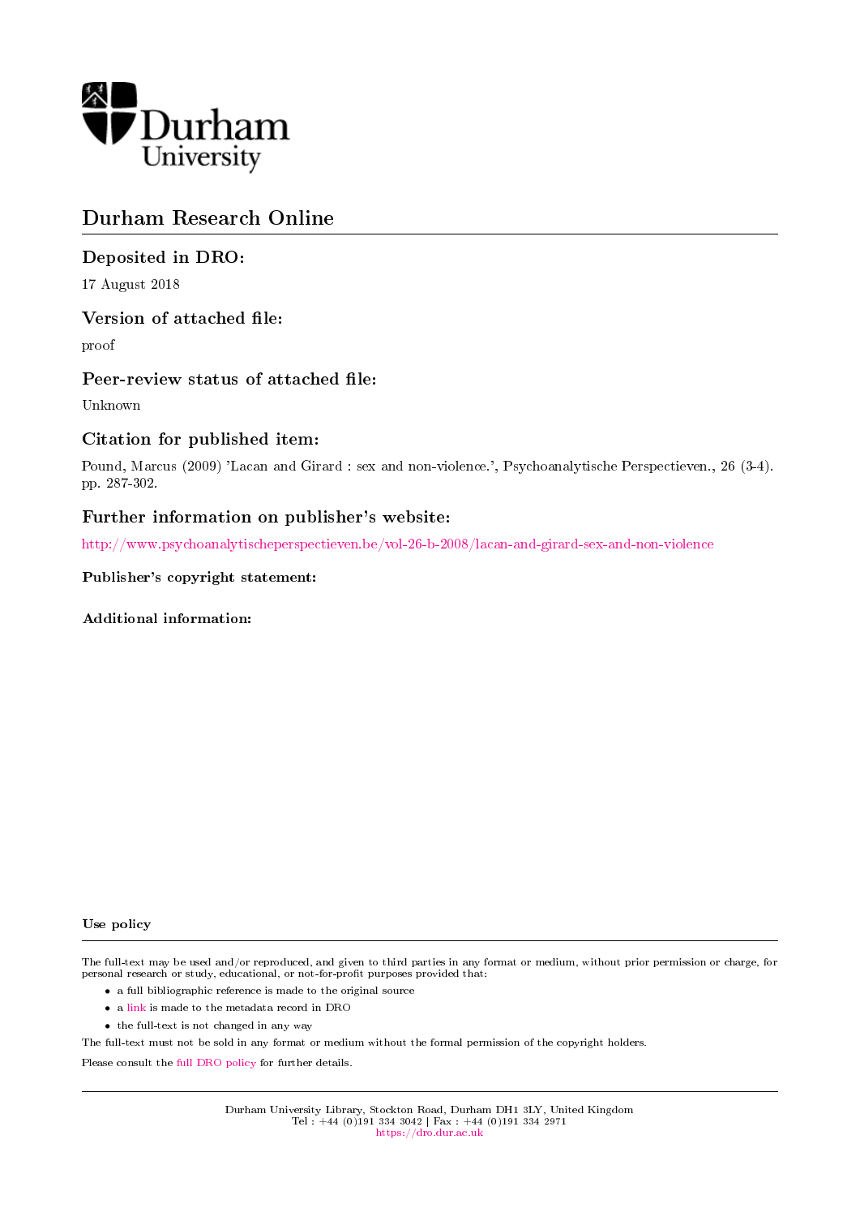Durham University

# Durham Research Online

## Deposited in DRO:

17 August 2018

## Version of attached file:

proof

## Peer-review status of attached file:

Unknown

## Citation for published item:

Pound, Marcus (2009) 'Lacan and Girard : sex and non-violence.', Psychoanalytische Perspectieven., 26 (3-4). pp. 287-302.

## Further information on publisher's website:

http://www.psychoanalytischeperspectieven.be/vol-26-b-2008/lacan-and-girard-sex-and-non-violence

### Publisher's copyright statement:

### Additional information:

### Use policy

The full-text may be used and/or reproduced, and given to third parties in any format or medium, without prior permission or charge, for personal research or study, educational, or not-for-profit purposes provided that:

- a full bibliographic reference is made to the original source
- a link is made to the metadata record in DRO
- the full-text is not changed in any way

The full-text must not be sold in any format or medium without the formal permission of the copyright holders.

Please consult the full DRO policy for further details.

Durham University Library, Stockton Road, Durham DH1 3LY, United Kingdom
Tel : +44 (0)191 334 3042 | Fax : +44 (0)191 334 2971
https://dro.dur.ac.uk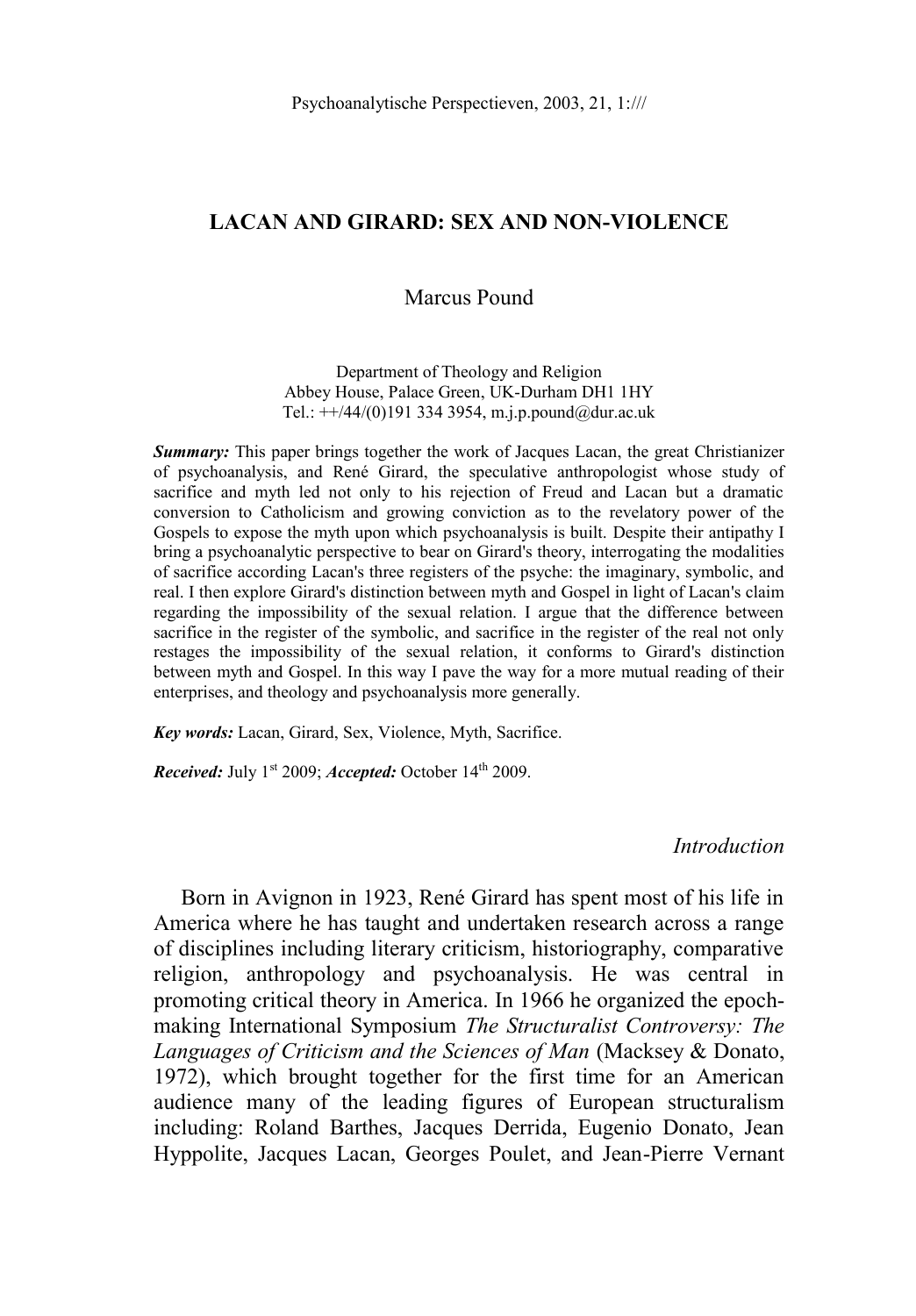# LACAN AND GIRARD: SEX AND NON-VIOLENCE

Marcus Pound

Department of Theology and Religion
Abbey House, Palace Green, UK-Durham DH1 1HY
Tel.: ++/44/(0)191 334 3954, m.j.p.pound@dur.ac.uk

***Summary:*** This paper brings together the work of Jacques Lacan, the great Christianizer of psychoanalysis, and René Girard, the speculative anthropologist whose study of sacrifice and myth led not only to his rejection of Freud and Lacan but a dramatic conversion to Catholicism and growing conviction as to the revelatory power of the Gospels to expose the myth upon which psychoanalysis is built. Despite their antipathy I bring a psychoanalytic perspective to bear on Girard's theory, interrogating the modalities of sacrifice according Lacan's three registers of the psyche: the imaginary, symbolic, and real. I then explore Girard's distinction between myth and Gospel in light of Lacan's claim regarding the impossibility of the sexual relation. I argue that the difference between sacrifice in the register of the symbolic, and sacrifice in the register of the real not only restages the impossibility of the sexual relation, it conforms to Girard's distinction between myth and Gospel. In this way I pave the way for a more mutual reading of their enterprises, and theology and psychoanalysis more generally.

***Key words:*** Lacan, Girard, Sex, Violence, Myth, Sacrifice.

***Received:*** July 1[st] 2009; ***Accepted:*** October 14[th] 2009.

## *Introduction*

Born in Avignon in 1923, René Girard has spent most of his life in America where he has taught and undertaken research across a range of disciplines including literary criticism, historiography, comparative religion, anthropology and psychoanalysis. He was central in promoting critical theory in America. In 1966 he organized the epoch-making International Symposium *The Structuralist Controversy: The Languages of Criticism and the Sciences of Man* (Macksey & Donato, 1972), which brought together for the first time for an American audience many of the leading figures of European structuralism including: Roland Barthes, Jacques Derrida, Eugenio Donato, Jean Hyppolite, Jacques Lacan, Georges Poulet, and Jean-Pierre Vernant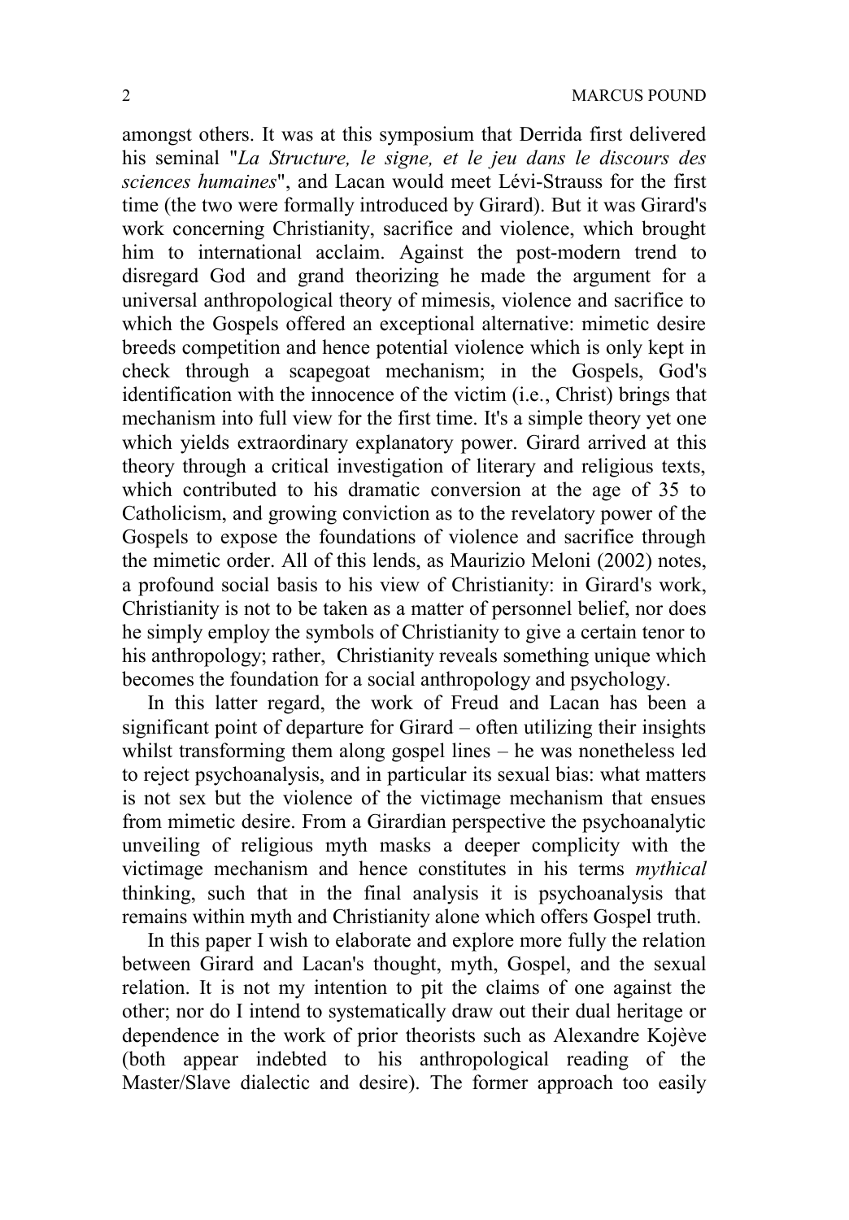amongst others. It was at this symposium that Derrida first delivered his seminal "*La Structure, le signe, et le jeu dans le discours des sciences humaines*", and Lacan would meet Lévi-Strauss for the first time (the two were formally introduced by Girard). But it was Girard's work concerning Christianity, sacrifice and violence, which brought him to international acclaim. Against the post-modern trend to disregard God and grand theorizing he made the argument for a universal anthropological theory of mimesis, violence and sacrifice to which the Gospels offered an exceptional alternative: mimetic desire breeds competition and hence potential violence which is only kept in check through a scapegoat mechanism; in the Gospels, God's identification with the innocence of the victim (i.e., Christ) brings that mechanism into full view for the first time. It's a simple theory yet one which yields extraordinary explanatory power. Girard arrived at this theory through a critical investigation of literary and religious texts, which contributed to his dramatic conversion at the age of 35 to Catholicism, and growing conviction as to the revelatory power of the Gospels to expose the foundations of violence and sacrifice through the mimetic order. All of this lends, as Maurizio Meloni (2002) notes, a profound social basis to his view of Christianity: in Girard's work, Christianity is not to be taken as a matter of personnel belief, nor does he simply employ the symbols of Christianity to give a certain tenor to his anthropology; rather, Christianity reveals something unique which becomes the foundation for a social anthropology and psychology.

In this latter regard, the work of Freud and Lacan has been a significant point of departure for Girard – often utilizing their insights whilst transforming them along gospel lines – he was nonetheless led to reject psychoanalysis, and in particular its sexual bias: what matters is not sex but the violence of the victimage mechanism that ensues from mimetic desire. From a Girardian perspective the psychoanalytic unveiling of religious myth masks a deeper complicity with the victimage mechanism and hence constitutes in his terms *mythical* thinking, such that in the final analysis it is psychoanalysis that remains within myth and Christianity alone which offers Gospel truth.

In this paper I wish to elaborate and explore more fully the relation between Girard and Lacan's thought, myth, Gospel, and the sexual relation. It is not my intention to pit the claims of one against the other; nor do I intend to systematically draw out their dual heritage or dependence in the work of prior theorists such as Alexandre Kojève (both appear indebted to his anthropological reading of the Master/Slave dialectic and desire). The former approach too easily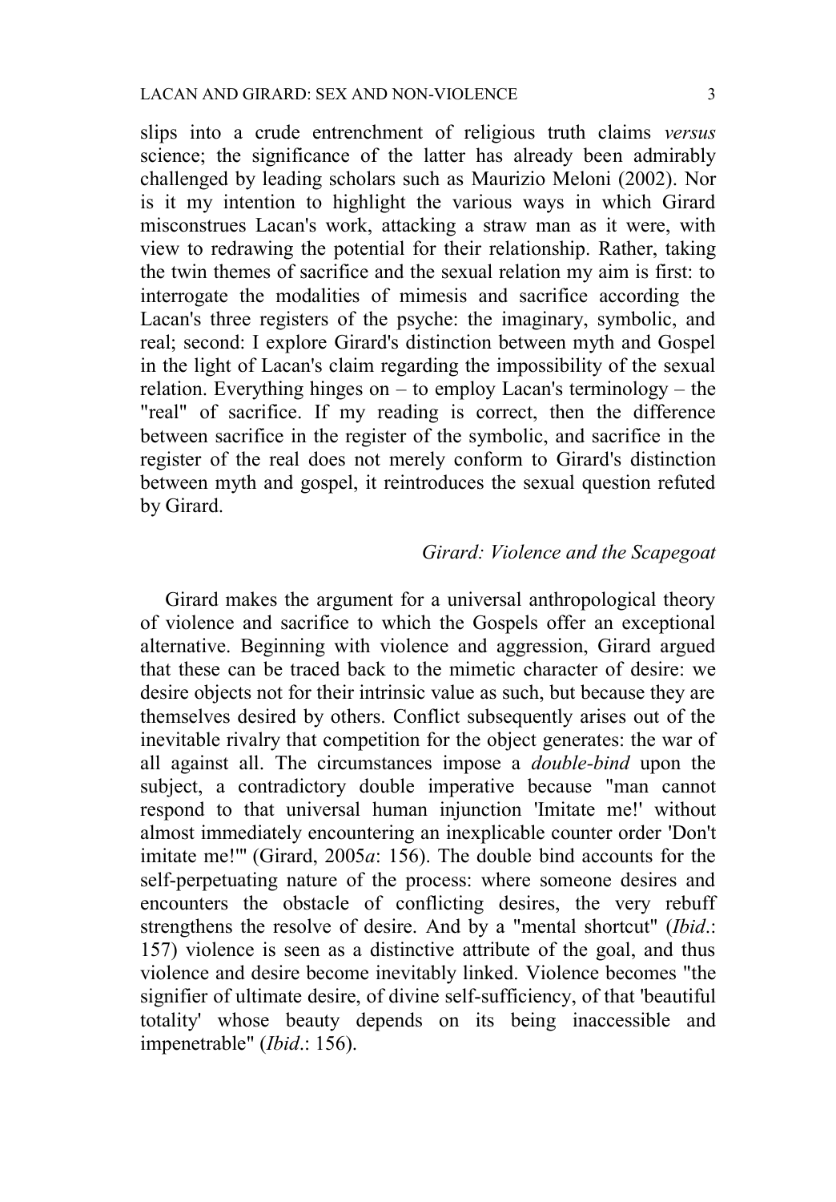slips into a crude entrenchment of religious truth claims *versus* science; the significance of the latter has already been admirably challenged by leading scholars such as Maurizio Meloni (2002). Nor is it my intention to highlight the various ways in which Girard misconstrues Lacan's work, attacking a straw man as it were, with view to redrawing the potential for their relationship. Rather, taking the twin themes of sacrifice and the sexual relation my aim is first: to interrogate the modalities of mimesis and sacrifice according the Lacan's three registers of the psyche: the imaginary, symbolic, and real; second: I explore Girard's distinction between myth and Gospel in the light of Lacan's claim regarding the impossibility of the sexual relation. Everything hinges on – to employ Lacan's terminology – the "real" of sacrifice. If my reading is correct, then the difference between sacrifice in the register of the symbolic, and sacrifice in the register of the real does not merely conform to Girard's distinction between myth and gospel, it reintroduces the sexual question refuted by Girard.

## *Girard: Violence and the Scapegoat*

Girard makes the argument for a universal anthropological theory of violence and sacrifice to which the Gospels offer an exceptional alternative. Beginning with violence and aggression, Girard argued that these can be traced back to the mimetic character of desire: we desire objects not for their intrinsic value as such, but because they are themselves desired by others. Conflict subsequently arises out of the inevitable rivalry that competition for the object generates: the war of all against all. The circumstances impose a *double-bind* upon the subject, a contradictory double imperative because "man cannot respond to that universal human injunction 'Imitate me!' without almost immediately encountering an inexplicable counter order 'Don't imitate me!'" (Girard, 2005*a*: 156). The double bind accounts for the self-perpetuating nature of the process: where someone desires and encounters the obstacle of conflicting desires, the very rebuff strengthens the resolve of desire. And by a "mental shortcut" (*Ibid*.: 157) violence is seen as a distinctive attribute of the goal, and thus violence and desire become inevitably linked. Violence becomes "the signifier of ultimate desire, of divine self-sufficiency, of that 'beautiful totality' whose beauty depends on its being inaccessible and impenetrable" (*Ibid*.: 156).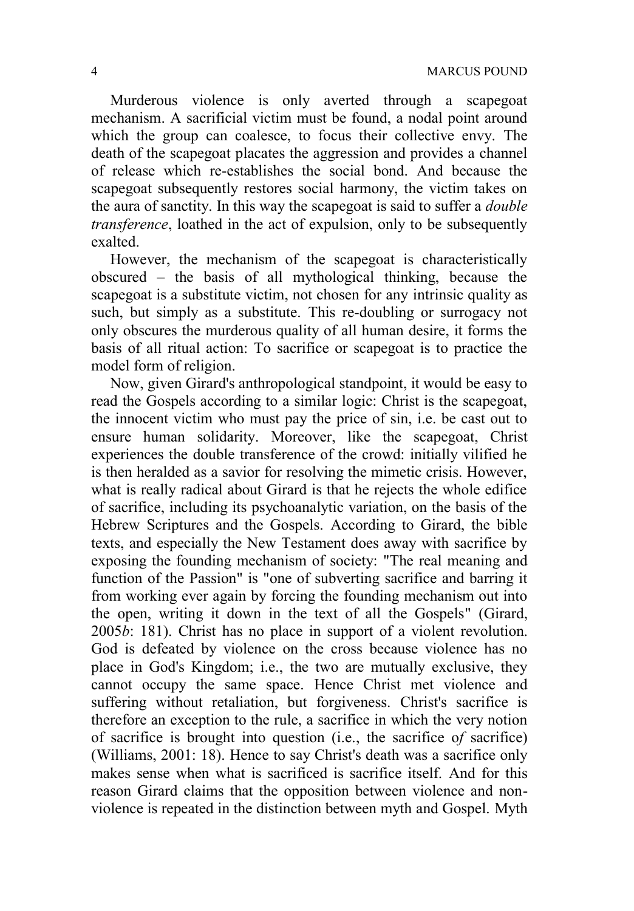Murderous violence is only averted through a scapegoat mechanism. A sacrificial victim must be found, a nodal point around which the group can coalesce, to focus their collective envy. The death of the scapegoat placates the aggression and provides a channel of release which re-establishes the social bond. And because the scapegoat subsequently restores social harmony, the victim takes on the aura of sanctity. In this way the scapegoat is said to suffer a *double transference*, loathed in the act of expulsion, only to be subsequently exalted.

However, the mechanism of the scapegoat is characteristically obscured – the basis of all mythological thinking, because the scapegoat is a substitute victim, not chosen for any intrinsic quality as such, but simply as a substitute. This re-doubling or surrogacy not only obscures the murderous quality of all human desire, it forms the basis of all ritual action: To sacrifice or scapegoat is to practice the model form of religion.

Now, given Girard's anthropological standpoint, it would be easy to read the Gospels according to a similar logic: Christ is the scapegoat, the innocent victim who must pay the price of sin, i.e. be cast out to ensure human solidarity. Moreover, like the scapegoat, Christ experiences the double transference of the crowd: initially vilified he is then heralded as a savior for resolving the mimetic crisis. However, what is really radical about Girard is that he rejects the whole edifice of sacrifice, including its psychoanalytic variation, on the basis of the Hebrew Scriptures and the Gospels. According to Girard, the bible texts, and especially the New Testament does away with sacrifice by exposing the founding mechanism of society: "The real meaning and function of the Passion" is "one of subverting sacrifice and barring it from working ever again by forcing the founding mechanism out into the open, writing it down in the text of all the Gospels" (Girard, 2005*b*: 181). Christ has no place in support of a violent revolution. God is defeated by violence on the cross because violence has no place in God's Kingdom; i.e., the two are mutually exclusive, they cannot occupy the same space. Hence Christ met violence and suffering without retaliation, but forgiveness. Christ's sacrifice is therefore an exception to the rule, a sacrifice in which the very notion of sacrifice is brought into question (i.e., the sacrifice o*f* sacrifice) (Williams, 2001: 18). Hence to say Christ's death was a sacrifice only makes sense when what is sacrificed is sacrifice itself. And for this reason Girard claims that the opposition between violence and non-violence is repeated in the distinction between myth and Gospel. Myth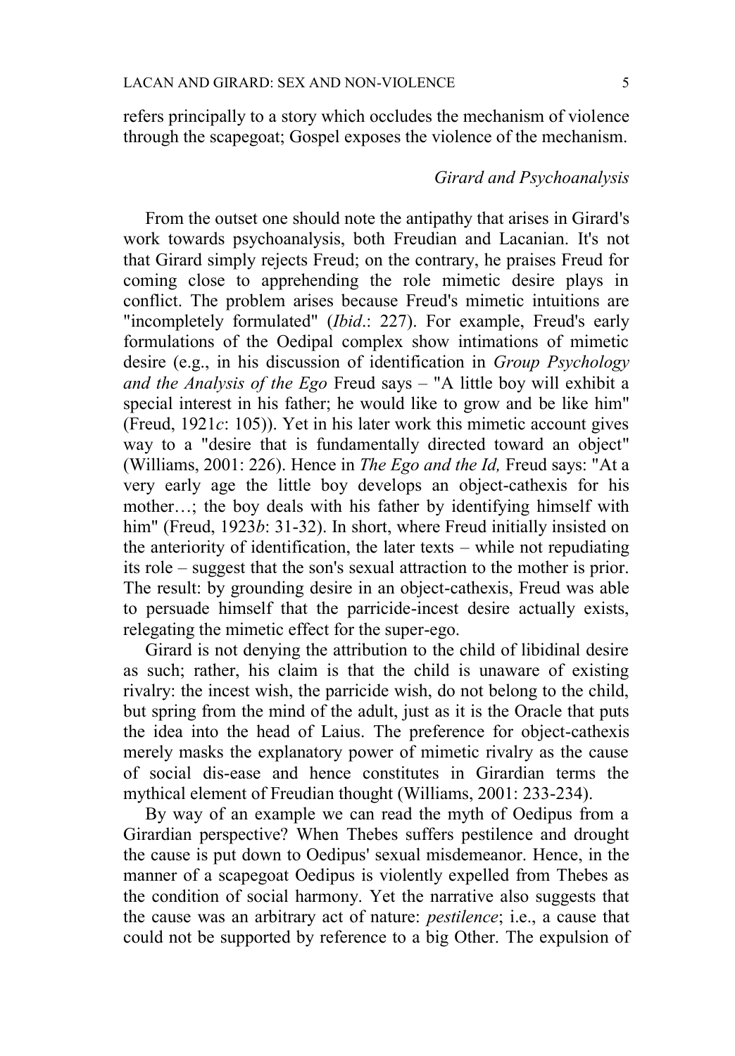refers principally to a story which occludes the mechanism of violence through the scapegoat; Gospel exposes the violence of the mechanism.

### *Girard and Psychoanalysis*

From the outset one should note the antipathy that arises in Girard's work towards psychoanalysis, both Freudian and Lacanian. It's not that Girard simply rejects Freud; on the contrary, he praises Freud for coming close to apprehending the role mimetic desire plays in conflict. The problem arises because Freud's mimetic intuitions are "incompletely formulated" (*Ibid*.: 227). For example, Freud's early formulations of the Oedipal complex show intimations of mimetic desire (e.g., in his discussion of identification in *Group Psychology and the Analysis of the Ego* Freud says – "A little boy will exhibit a special interest in his father; he would like to grow and be like him" (Freud, 1921*c*: 105)). Yet in his later work this mimetic account gives way to a "desire that is fundamentally directed toward an object" (Williams, 2001: 226). Hence in *The Ego and the Id,* Freud says: "At a very early age the little boy develops an object-cathexis for his mother…; the boy deals with his father by identifying himself with him" (Freud, 1923*b*: 31-32). In short, where Freud initially insisted on the anteriority of identification, the later texts – while not repudiating its role – suggest that the son's sexual attraction to the mother is prior. The result: by grounding desire in an object-cathexis, Freud was able to persuade himself that the parricide-incest desire actually exists, relegating the mimetic effect for the super-ego.

Girard is not denying the attribution to the child of libidinal desire as such; rather, his claim is that the child is unaware of existing rivalry: the incest wish, the parricide wish, do not belong to the child, but spring from the mind of the adult, just as it is the Oracle that puts the idea into the head of Laius. The preference for object-cathexis merely masks the explanatory power of mimetic rivalry as the cause of social dis-ease and hence constitutes in Girardian terms the mythical element of Freudian thought (Williams, 2001: 233-234).

By way of an example we can read the myth of Oedipus from a Girardian perspective? When Thebes suffers pestilence and drought the cause is put down to Oedipus' sexual misdemeanor. Hence, in the manner of a scapegoat Oedipus is violently expelled from Thebes as the condition of social harmony. Yet the narrative also suggests that the cause was an arbitrary act of nature: *pestilence*; i.e., a cause that could not be supported by reference to a big Other. The expulsion of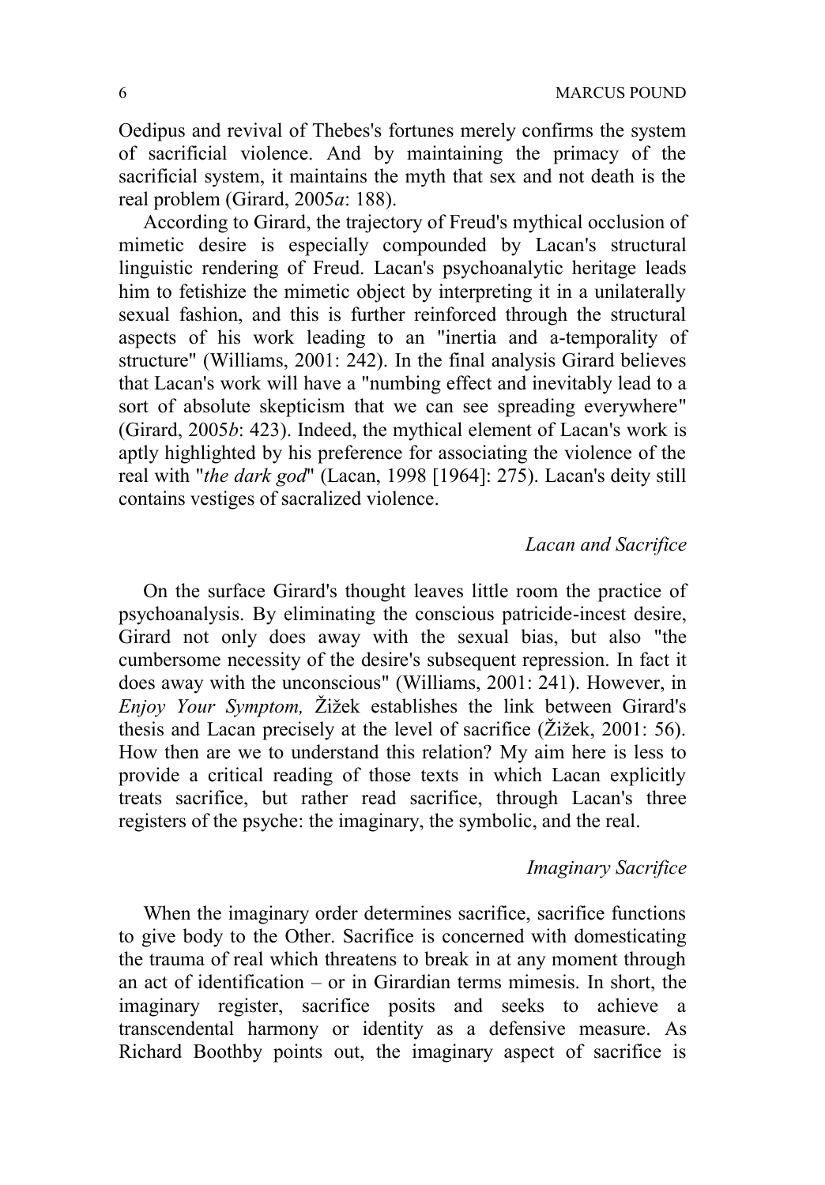Oedipus and revival of Thebes's fortunes merely confirms the system of sacrificial violence. And by maintaining the primacy of the sacrificial system, it maintains the myth that sex and not death is the real problem (Girard, 2005*a*: 188).

According to Girard, the trajectory of Freud's mythical occlusion of mimetic desire is especially compounded by Lacan's structural linguistic rendering of Freud. Lacan's psychoanalytic heritage leads him to fetishize the mimetic object by interpreting it in a unilaterally sexual fashion, and this is further reinforced through the structural aspects of his work leading to an "inertia and a-temporality of structure" (Williams, 2001: 242). In the final analysis Girard believes that Lacan's work will have a "numbing effect and inevitably lead to a sort of absolute skepticism that we can see spreading everywhere" (Girard, 2005*b*: 423). Indeed, the mythical element of Lacan's work is aptly highlighted by his preference for associating the violence of the real with "*the dark god*" (Lacan, 1998 [1964]: 275). Lacan's deity still contains vestiges of sacralized violence.

### *Lacan and Sacrifice*

On the surface Girard's thought leaves little room the practice of psychoanalysis. By eliminating the conscious patricide-incest desire, Girard not only does away with the sexual bias, but also "the cumbersome necessity of the desire's subsequent repression. In fact it does away with the unconscious" (Williams, 2001: 241). However, in *Enjoy Your Symptom,* Žižek establishes the link between Girard's thesis and Lacan precisely at the level of sacrifice (Žižek, 2001: 56). How then are we to understand this relation? My aim here is less to provide a critical reading of those texts in which Lacan explicitly treats sacrifice, but rather read sacrifice, through Lacan's three registers of the psyche: the imaginary, the symbolic, and the real.

### *Imaginary Sacrifice*

When the imaginary order determines sacrifice, sacrifice functions to give body to the Other. Sacrifice is concerned with domesticating the trauma of real which threatens to break in at any moment through an act of identification – or in Girardian terms mimesis. In short, the imaginary register, sacrifice posits and seeks to achieve a transcendental harmony or identity as a defensive measure. As Richard Boothby points out, the imaginary aspect of sacrifice is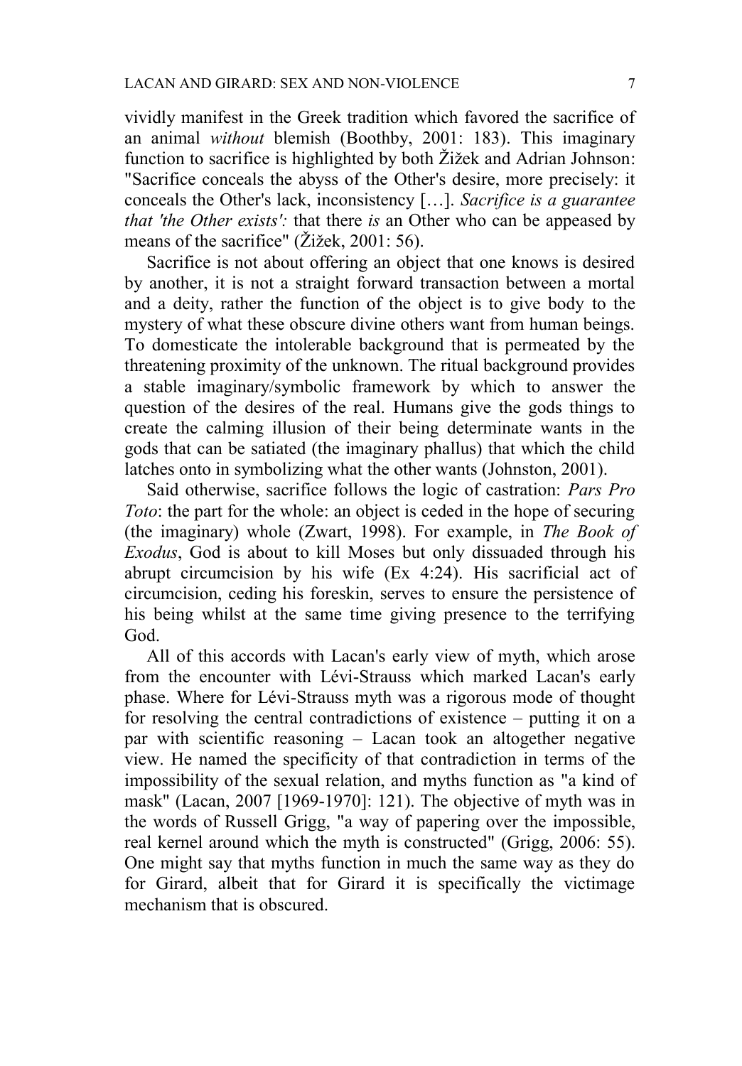vividly manifest in the Greek tradition which favored the sacrifice of an animal *without* blemish (Boothby, 2001: 183). This imaginary function to sacrifice is highlighted by both Žižek and Adrian Johnson: "Sacrifice conceals the abyss of the Other's desire, more precisely: it conceals the Other's lack, inconsistency […]. *Sacrifice is a guarantee that 'the Other exists':* that there *is* an Other who can be appeased by means of the sacrifice" (Žižek, 2001: 56).

Sacrifice is not about offering an object that one knows is desired by another, it is not a straight forward transaction between a mortal and a deity, rather the function of the object is to give body to the mystery of what these obscure divine others want from human beings. To domesticate the intolerable background that is permeated by the threatening proximity of the unknown. The ritual background provides a stable imaginary/symbolic framework by which to answer the question of the desires of the real. Humans give the gods things to create the calming illusion of their being determinate wants in the gods that can be satiated (the imaginary phallus) that which the child latches onto in symbolizing what the other wants (Johnston, 2001).

Said otherwise, sacrifice follows the logic of castration: *Pars Pro Toto*: the part for the whole: an object is ceded in the hope of securing (the imaginary) whole (Zwart, 1998). For example, in *The Book of Exodus*, God is about to kill Moses but only dissuaded through his abrupt circumcision by his wife (Ex 4:24). His sacrificial act of circumcision, ceding his foreskin, serves to ensure the persistence of his being whilst at the same time giving presence to the terrifying God.

All of this accords with Lacan's early view of myth, which arose from the encounter with Lévi-Strauss which marked Lacan's early phase. Where for Lévi-Strauss myth was a rigorous mode of thought for resolving the central contradictions of existence – putting it on a par with scientific reasoning – Lacan took an altogether negative view. He named the specificity of that contradiction in terms of the impossibility of the sexual relation, and myths function as "a kind of mask" (Lacan, 2007 [1969-1970]: 121). The objective of myth was in the words of Russell Grigg, "a way of papering over the impossible, real kernel around which the myth is constructed" (Grigg, 2006: 55). One might say that myths function in much the same way as they do for Girard, albeit that for Girard it is specifically the victimage mechanism that is obscured.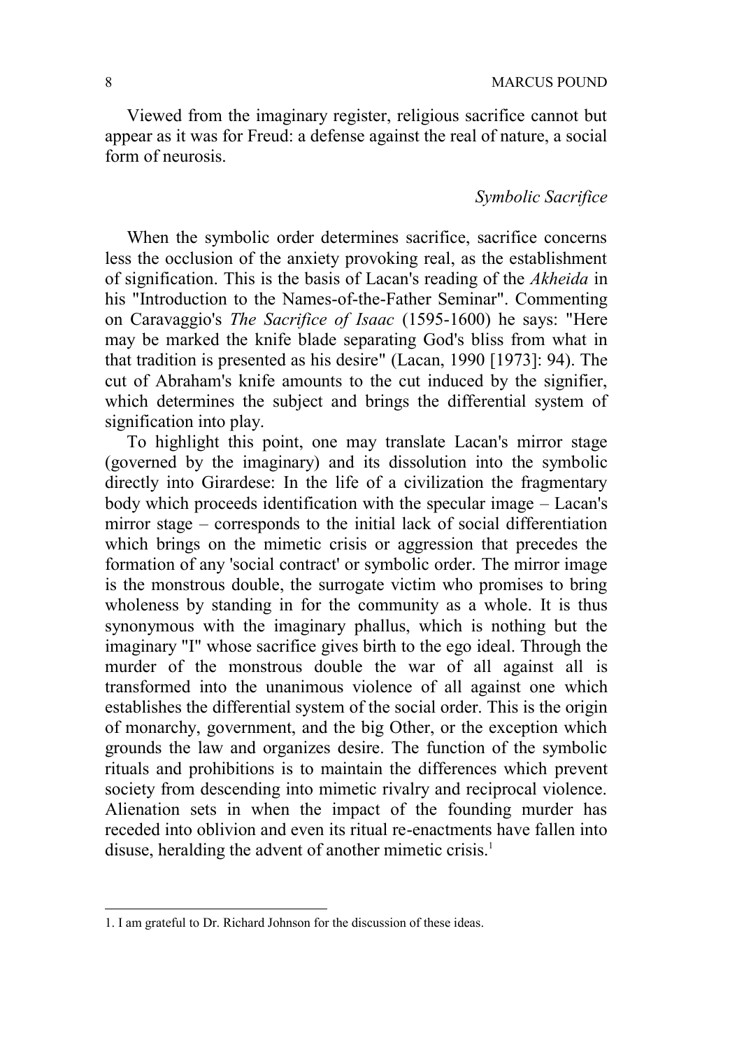Viewed from the imaginary register, religious sacrifice cannot but appear as it was for Freud: a defense against the real of nature, a social form of neurosis.

### *Symbolic Sacrifice*

When the symbolic order determines sacrifice, sacrifice concerns less the occlusion of the anxiety provoking real, as the establishment of signification. This is the basis of Lacan's reading of the *Akheida* in his "Introduction to the Names-of-the-Father Seminar". Commenting on Caravaggio's *The Sacrifice of Isaac* (1595-1600) he says: "Here may be marked the knife blade separating God's bliss from what in that tradition is presented as his desire" (Lacan, 1990 [1973]: 94). The cut of Abraham's knife amounts to the cut induced by the signifier, which determines the subject and brings the differential system of signification into play.

To highlight this point, one may translate Lacan's mirror stage (governed by the imaginary) and its dissolution into the symbolic directly into Girardese: In the life of a civilization the fragmentary body which proceeds identification with the specular image – Lacan's mirror stage – corresponds to the initial lack of social differentiation which brings on the mimetic crisis or aggression that precedes the formation of any 'social contract' or symbolic order. The mirror image is the monstrous double, the surrogate victim who promises to bring wholeness by standing in for the community as a whole. It is thus synonymous with the imaginary phallus, which is nothing but the imaginary "I" whose sacrifice gives birth to the ego ideal. Through the murder of the monstrous double the war of all against all is transformed into the unanimous violence of all against one which establishes the differential system of the social order. This is the origin of monarchy, government, and the big Other, or the exception which grounds the law and organizes desire. The function of the symbolic rituals and prohibitions is to maintain the differences which prevent society from descending into mimetic rivalry and reciprocal violence. Alienation sets in when the impact of the founding murder has receded into oblivion and even its ritual re-enactments have fallen into disuse, heralding the advent of another mimetic crisis.[1]

---

1. I am grateful to Dr. Richard Johnson for the discussion of these ideas.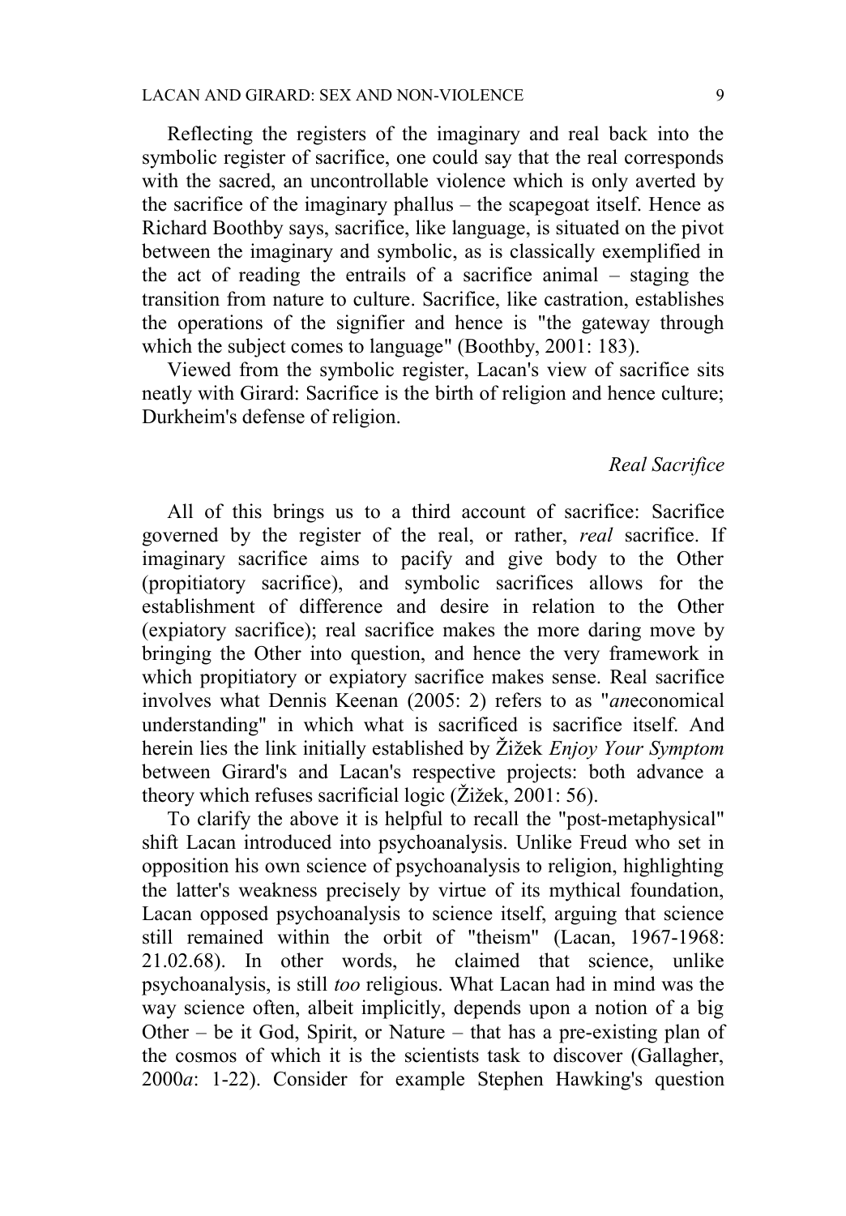Reflecting the registers of the imaginary and real back into the symbolic register of sacrifice, one could say that the real corresponds with the sacred, an uncontrollable violence which is only averted by the sacrifice of the imaginary phallus – the scapegoat itself. Hence as Richard Boothby says, sacrifice, like language, is situated on the pivot between the imaginary and symbolic, as is classically exemplified in the act of reading the entrails of a sacrifice animal – staging the transition from nature to culture. Sacrifice, like castration, establishes the operations of the signifier and hence is "the gateway through which the subject comes to language" (Boothby, 2001: 183).

Viewed from the symbolic register, Lacan's view of sacrifice sits neatly with Girard: Sacrifice is the birth of religion and hence culture; Durkheim's defense of religion.

### *Real Sacrifice*

All of this brings us to a third account of sacrifice: Sacrifice governed by the register of the real, or rather, *real* sacrifice. If imaginary sacrifice aims to pacify and give body to the Other (propitiatory sacrifice), and symbolic sacrifices allows for the establishment of difference and desire in relation to the Other (expiatory sacrifice); real sacrifice makes the more daring move by bringing the Other into question, and hence the very framework in which propitiatory or expiatory sacrifice makes sense. Real sacrifice involves what Dennis Keenan (2005: 2) refers to as "*an*economical understanding" in which what is sacrificed is sacrifice itself. And herein lies the link initially established by Žižek *Enjoy Your Symptom* between Girard's and Lacan's respective projects: both advance a theory which refuses sacrificial logic (Žižek, 2001: 56).

To clarify the above it is helpful to recall the "post-metaphysical" shift Lacan introduced into psychoanalysis. Unlike Freud who set in opposition his own science of psychoanalysis to religion, highlighting the latter's weakness precisely by virtue of its mythical foundation, Lacan opposed psychoanalysis to science itself, arguing that science still remained within the orbit of "theism" (Lacan, 1967-1968: 21.02.68). In other words, he claimed that science, unlike psychoanalysis, is still *too* religious. What Lacan had in mind was the way science often, albeit implicitly, depends upon a notion of a big Other – be it God, Spirit, or Nature – that has a pre-existing plan of the cosmos of which it is the scientists task to discover (Gallagher, 2000*a*: 1-22). Consider for example Stephen Hawking's question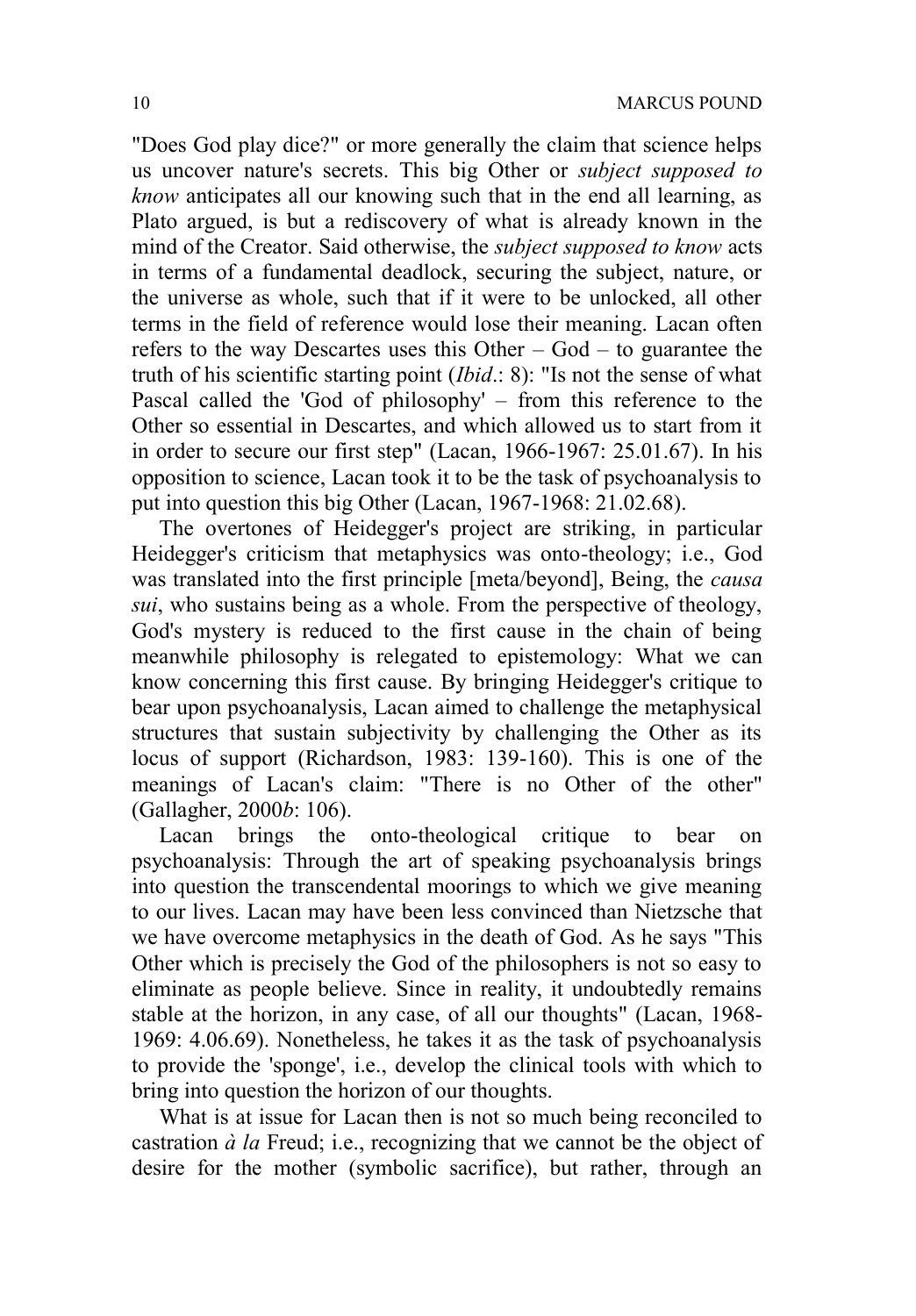"Does God play dice?" or more generally the claim that science helps us uncover nature's secrets. This big Other or *subject supposed to know* anticipates all our knowing such that in the end all learning, as Plato argued, is but a rediscovery of what is already known in the mind of the Creator. Said otherwise, the *subject supposed to know* acts in terms of a fundamental deadlock, securing the subject, nature, or the universe as whole, such that if it were to be unlocked, all other terms in the field of reference would lose their meaning. Lacan often refers to the way Descartes uses this Other – God – to guarantee the truth of his scientific starting point (*Ibid*.: 8): "Is not the sense of what Pascal called the 'God of philosophy' – from this reference to the Other so essential in Descartes, and which allowed us to start from it in order to secure our first step" (Lacan, 1966-1967: 25.01.67). In his opposition to science, Lacan took it to be the task of psychoanalysis to put into question this big Other (Lacan, 1967-1968: 21.02.68).

The overtones of Heidegger's project are striking, in particular Heidegger's criticism that metaphysics was onto-theology; i.e., God was translated into the first principle [meta/beyond], Being, the *causa sui*, who sustains being as a whole. From the perspective of theology, God's mystery is reduced to the first cause in the chain of being meanwhile philosophy is relegated to epistemology: What we can know concerning this first cause. By bringing Heidegger's critique to bear upon psychoanalysis, Lacan aimed to challenge the metaphysical structures that sustain subjectivity by challenging the Other as its locus of support (Richardson, 1983: 139-160). This is one of the meanings of Lacan's claim: "There is no Other of the other" (Gallagher, 2000*b*: 106).

Lacan brings the onto-theological critique to bear on psychoanalysis: Through the art of speaking psychoanalysis brings into question the transcendental moorings to which we give meaning to our lives. Lacan may have been less convinced than Nietzsche that we have overcome metaphysics in the death of God. As he says "This Other which is precisely the God of the philosophers is not so easy to eliminate as people believe. Since in reality, it undoubtedly remains stable at the horizon, in any case, of all our thoughts" (Lacan, 1968-1969: 4.06.69). Nonetheless, he takes it as the task of psychoanalysis to provide the 'sponge', i.e., develop the clinical tools with which to bring into question the horizon of our thoughts.

What is at issue for Lacan then is not so much being reconciled to castration *à la* Freud; i.e., recognizing that we cannot be the object of desire for the mother (symbolic sacrifice), but rather, through an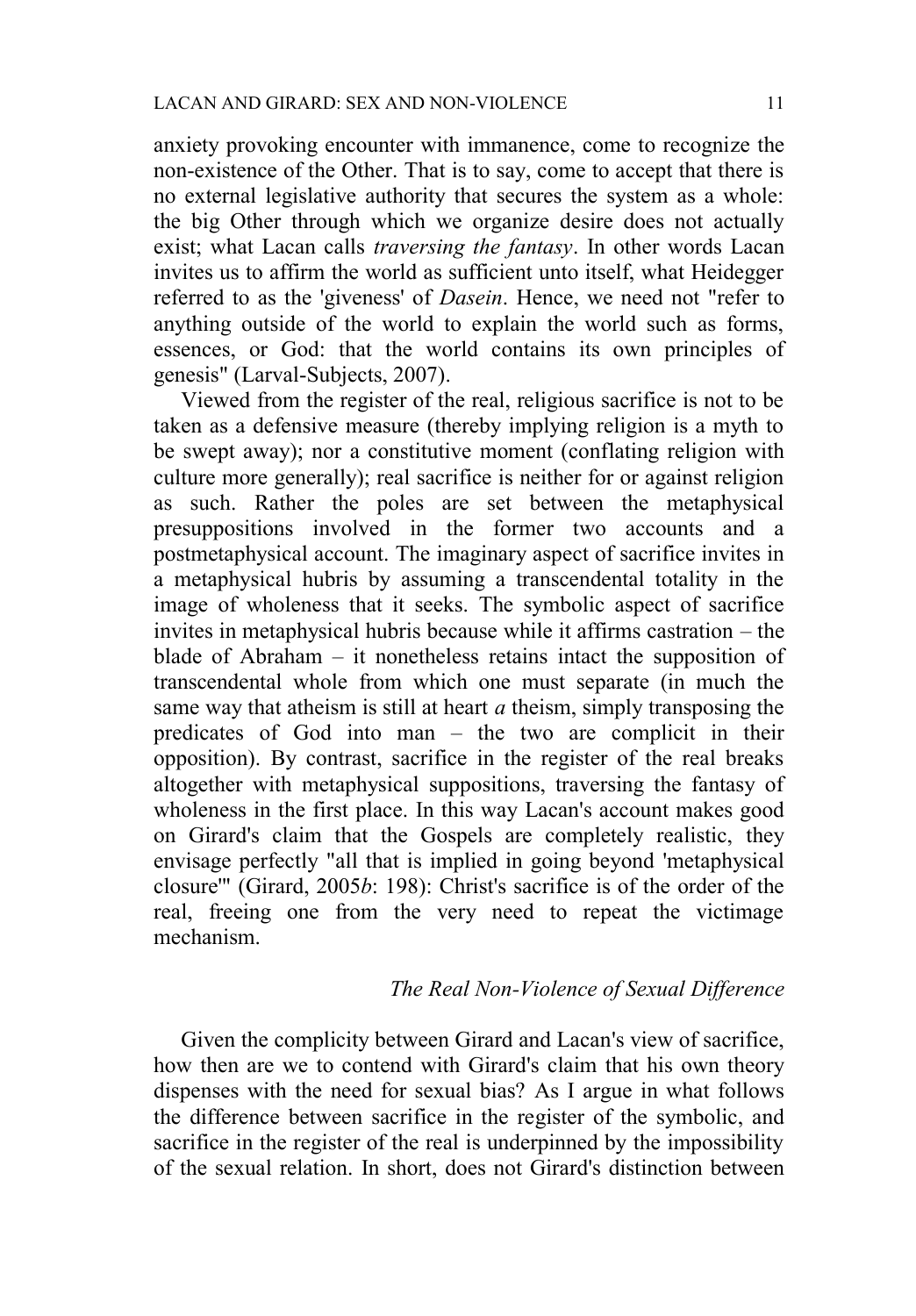anxiety provoking encounter with immanence, come to recognize the non-existence of the Other. That is to say, come to accept that there is no external legislative authority that secures the system as a whole: the big Other through which we organize desire does not actually exist; what Lacan calls *traversing the fantasy*. In other words Lacan invites us to affirm the world as sufficient unto itself, what Heidegger referred to as the 'giveness' of *Dasein*. Hence, we need not "refer to anything outside of the world to explain the world such as forms, essences, or God: that the world contains its own principles of genesis" (Larval-Subjects, 2007).

Viewed from the register of the real, religious sacrifice is not to be taken as a defensive measure (thereby implying religion is a myth to be swept away); nor a constitutive moment (conflating religion with culture more generally); real sacrifice is neither for or against religion as such. Rather the poles are set between the metaphysical presuppositions involved in the former two accounts and a postmetaphysical account. The imaginary aspect of sacrifice invites in a metaphysical hubris by assuming a transcendental totality in the image of wholeness that it seeks. The symbolic aspect of sacrifice invites in metaphysical hubris because while it affirms castration – the blade of Abraham – it nonetheless retains intact the supposition of transcendental whole from which one must separate (in much the same way that atheism is still at heart *a* theism, simply transposing the predicates of God into man – the two are complicit in their opposition). By contrast, sacrifice in the register of the real breaks altogether with metaphysical suppositions, traversing the fantasy of wholeness in the first place. In this way Lacan's account makes good on Girard's claim that the Gospels are completely realistic, they envisage perfectly "all that is implied in going beyond 'metaphysical closure'" (Girard, 2005*b*: 198): Christ's sacrifice is of the order of the real, freeing one from the very need to repeat the victimage mechanism.

### *The Real Non-Violence of Sexual Difference*

Given the complicity between Girard and Lacan's view of sacrifice, how then are we to contend with Girard's claim that his own theory dispenses with the need for sexual bias? As I argue in what follows the difference between sacrifice in the register of the symbolic, and sacrifice in the register of the real is underpinned by the impossibility of the sexual relation. In short, does not Girard's distinction between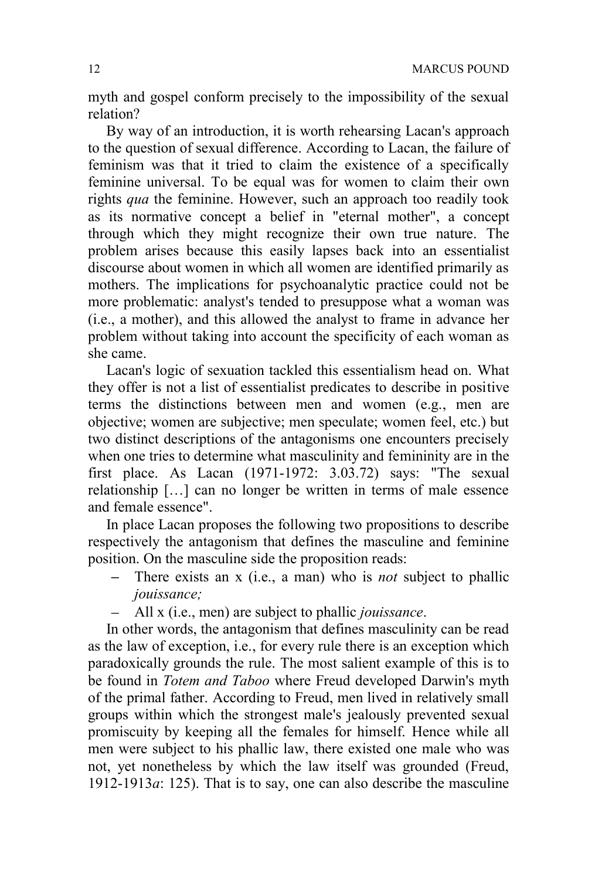myth and gospel conform precisely to the impossibility of the sexual relation?

By way of an introduction, it is worth rehearsing Lacan's approach to the question of sexual difference. According to Lacan, the failure of feminism was that it tried to claim the existence of a specifically feminine universal. To be equal was for women to claim their own rights *qua* the feminine. However, such an approach too readily took as its normative concept a belief in "eternal mother", a concept through which they might recognize their own true nature. The problem arises because this easily lapses back into an essentialist discourse about women in which all women are identified primarily as mothers. The implications for psychoanalytic practice could not be more problematic: analyst's tended to presuppose what a woman was (i.e., a mother), and this allowed the analyst to frame in advance her problem without taking into account the specificity of each woman as she came.

Lacan's logic of sexuation tackled this essentialism head on. What they offer is not a list of essentialist predicates to describe in positive terms the distinctions between men and women (e.g., men are objective; women are subjective; men speculate; women feel, etc.) but two distinct descriptions of the antagonisms one encounters precisely when one tries to determine what masculinity and femininity are in the first place. As Lacan (1971-1972: 3.03.72) says: "The sexual relationship […] can no longer be written in terms of male essence and female essence".

In place Lacan proposes the following two propositions to describe respectively the antagonism that defines the masculine and feminine position. On the masculine side the proposition reads:

- There exists an x (i.e., a man) who is *not* subject to phallic *jouissance;*
- All x (i.e., men) are subject to phallic *jouissance*.

In other words, the antagonism that defines masculinity can be read as the law of exception, i.e., for every rule there is an exception which paradoxically grounds the rule. The most salient example of this is to be found in *Totem and Taboo* where Freud developed Darwin's myth of the primal father. According to Freud, men lived in relatively small groups within which the strongest male's jealously prevented sexual promiscuity by keeping all the females for himself. Hence while all men were subject to his phallic law, there existed one male who was not, yet nonetheless by which the law itself was grounded (Freud, 1912-1913*a*: 125). That is to say, one can also describe the masculine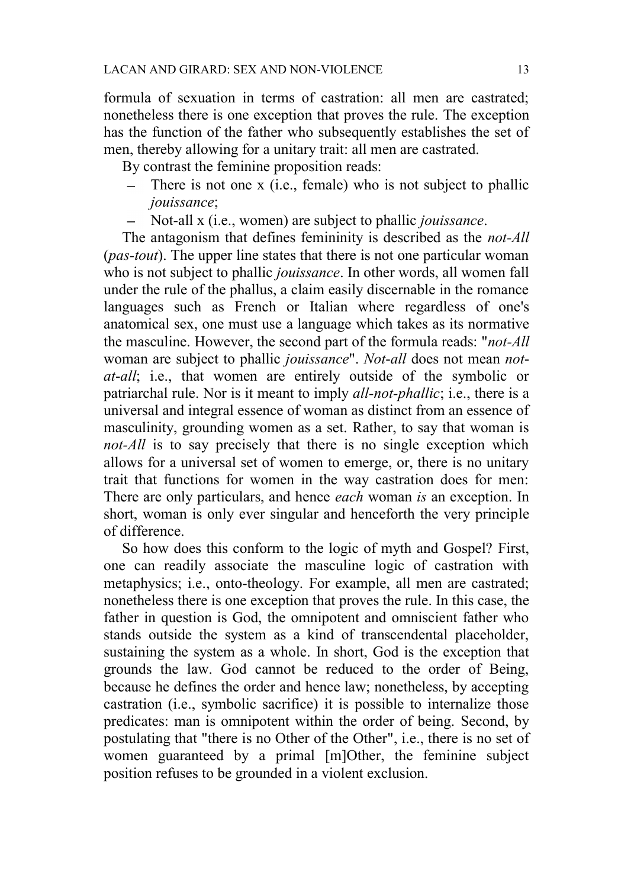formula of sexuation in terms of castration: all men are castrated; nonetheless there is one exception that proves the rule. The exception has the function of the father who subsequently establishes the set of men, thereby allowing for a unitary trait: all men are castrated.

By contrast the feminine proposition reads:

- There is not one x (i.e., female) who is not subject to phallic *jouissance*;
- Not-all x (i.e., women) are subject to phallic *jouissance*.

The antagonism that defines femininity is described as the *not-All* (*pas-tout*). The upper line states that there is not one particular woman who is not subject to phallic *jouissance*. In other words, all women fall under the rule of the phallus, a claim easily discernable in the romance languages such as French or Italian where regardless of one's anatomical sex, one must use a language which takes as its normative the masculine. However, the second part of the formula reads: "*not-All* woman are subject to phallic *jouissance*". *Not-all* does not mean *not-at-all*; i.e., that women are entirely outside of the symbolic or patriarchal rule. Nor is it meant to imply *all-not-phallic*; i.e., there is a universal and integral essence of woman as distinct from an essence of masculinity, grounding women as a set. Rather, to say that woman is *not-All* is to say precisely that there is no single exception which allows for a universal set of women to emerge, or, there is no unitary trait that functions for women in the way castration does for men: There are only particulars, and hence *each* woman *is* an exception. In short, woman is only ever singular and henceforth the very principle of difference.

So how does this conform to the logic of myth and Gospel? First, one can readily associate the masculine logic of castration with metaphysics; i.e., onto-theology. For example, all men are castrated; nonetheless there is one exception that proves the rule. In this case, the father in question is God, the omnipotent and omniscient father who stands outside the system as a kind of transcendental placeholder, sustaining the system as a whole. In short, God is the exception that grounds the law. God cannot be reduced to the order of Being, because he defines the order and hence law; nonetheless, by accepting castration (i.e., symbolic sacrifice) it is possible to internalize those predicates: man is omnipotent within the order of being. Second, by postulating that "there is no Other of the Other", i.e., there is no set of women guaranteed by a primal [m]Other, the feminine subject position refuses to be grounded in a violent exclusion.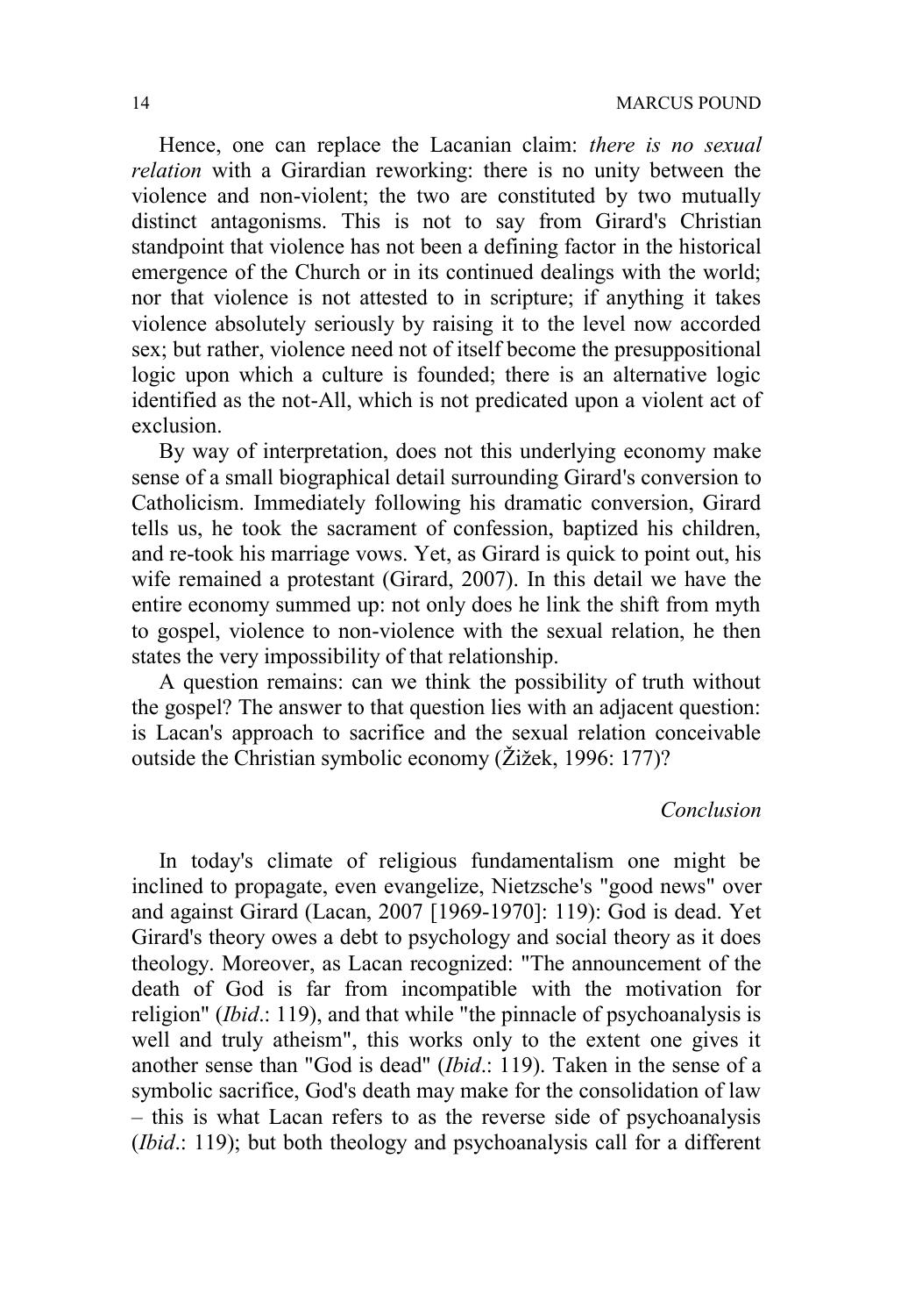Hence, one can replace the Lacanian claim: *there is no sexual relation* with a Girardian reworking: there is no unity between the violence and non-violent; the two are constituted by two mutually distinct antagonisms. This is not to say from Girard's Christian standpoint that violence has not been a defining factor in the historical emergence of the Church or in its continued dealings with the world; nor that violence is not attested to in scripture; if anything it takes violence absolutely seriously by raising it to the level now accorded sex; but rather, violence need not of itself become the presuppositional logic upon which a culture is founded; there is an alternative logic identified as the not-All, which is not predicated upon a violent act of exclusion.

By way of interpretation, does not this underlying economy make sense of a small biographical detail surrounding Girard's conversion to Catholicism. Immediately following his dramatic conversion, Girard tells us, he took the sacrament of confession, baptized his children, and re-took his marriage vows. Yet, as Girard is quick to point out, his wife remained a protestant (Girard, 2007). In this detail we have the entire economy summed up: not only does he link the shift from myth to gospel, violence to non-violence with the sexual relation, he then states the very impossibility of that relationship.

A question remains: can we think the possibility of truth without the gospel? The answer to that question lies with an adjacent question: is Lacan's approach to sacrifice and the sexual relation conceivable outside the Christian symbolic economy (Žižek, 1996: 177)?

### *Conclusion*

In today's climate of religious fundamentalism one might be inclined to propagate, even evangelize, Nietzsche's "good news" over and against Girard (Lacan, 2007 [1969-1970]: 119): God is dead. Yet Girard's theory owes a debt to psychology and social theory as it does theology. Moreover, as Lacan recognized: "The announcement of the death of God is far from incompatible with the motivation for religion" (*Ibid*.: 119), and that while "the pinnacle of psychoanalysis is well and truly atheism", this works only to the extent one gives it another sense than "God is dead" (*Ibid*.: 119). Taken in the sense of a symbolic sacrifice, God's death may make for the consolidation of law – this is what Lacan refers to as the reverse side of psychoanalysis (*Ibid*.: 119); but both theology and psychoanalysis call for a different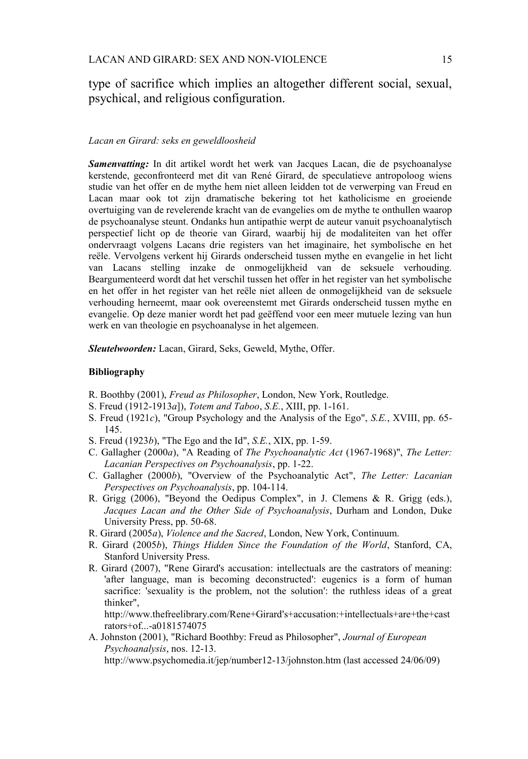type of sacrifice which implies an altogether different social, sexual, psychical, and religious configuration.

*Lacan en Girard: seks en geweldloosheid*

***Samenvatting:*** In dit artikel wordt het werk van Jacques Lacan, die de psychoanalyse kerstende, geconfronteerd met dit van René Girard, de speculatieve antropoloog wiens studie van het offer en de mythe hem niet alleen leidden tot de verwerping van Freud en Lacan maar ook tot zijn dramatische bekering tot het katholicisme en groeiende overtuiging van de revelerende kracht van de evangelies om de mythe te onthullen waarop de psychoanalyse steunt. Ondanks hun antipathie werpt de auteur vanuit psychoanalytisch perspectief licht op de theorie van Girard, waarbij hij de modaliteiten van het offer ondervraagt volgens Lacans drie registers van het imaginaire, het symbolische en het reële. Vervolgens verkent hij Girards onderscheid tussen mythe en evangelie in het licht van Lacans stelling inzake de onmogelijkheid van de seksuele verhouding. Beargumenteerd wordt dat het verschil tussen het offer in het register van het symbolische en het offer in het register van het reële niet alleen de onmogelijkheid van de seksuele verhouding herneemt, maar ook overeenstemt met Girards onderscheid tussen mythe en evangelie. Op deze manier wordt het pad geëffend voor een meer mutuele lezing van hun werk en van theologie en psychoanalyse in het algemeen.

***Sleutelwoorden:*** Lacan, Girard, Seks, Geweld, Mythe, Offer.

**Bibliography**

R. Boothby (2001), *Freud as Philosopher*, London, New York, Routledge.

S. Freud (1912-1913*a*]), *Totem and Taboo*, *S.E.*, XIII, pp. 1-161.

S. Freud (1921*c*), "Group Psychology and the Analysis of the Ego", *S.E.*, XVIII, pp. 65-145.

S. Freud (1923*b*), "The Ego and the Id", *S.E.*, XIX, pp. 1-59.

C. Gallagher (2000*a*), "A Reading of *The Psychoanalytic Act* (1967-1968)", *The Letter: Lacanian Perspectives on Psychoanalysis*, pp. 1-22.

C. Gallagher (2000*b*), "Overview of the Psychoanalytic Act", *The Letter: Lacanian Perspectives on Psychoanalysis*, pp. 104-114.

R. Grigg (2006), "Beyond the Oedipus Complex", in J. Clemens & R. Grigg (eds.), *Jacques Lacan and the Other Side of Psychoanalysis*, Durham and London, Duke University Press, pp. 50-68.

R. Girard (2005*a*), *Violence and the Sacred*, London, New York, Continuum.

R. Girard (2005*b*), *Things Hidden Since the Foundation of the World*, Stanford, CA, Stanford University Press.

R. Girard (2007), "Rene Girard's accusation: intellectuals are the castrators of meaning: 'after language, man is becoming deconstructed': eugenics is a form of human sacrifice: 'sexuality is the problem, not the solution': the ruthless ideas of a great thinker", http://www.thefreelibrary.com/Rene+Girard's+accusation:+intellectuals+are+the+castrators+of...-a0181574075

A. Johnston (2001), "Richard Boothby: Freud as Philosopher", *Journal of European Psychoanalysis*, nos. 12-13. http://www.psychomedia.it/jep/number12-13/johnston.htm (last accessed 24/06/09)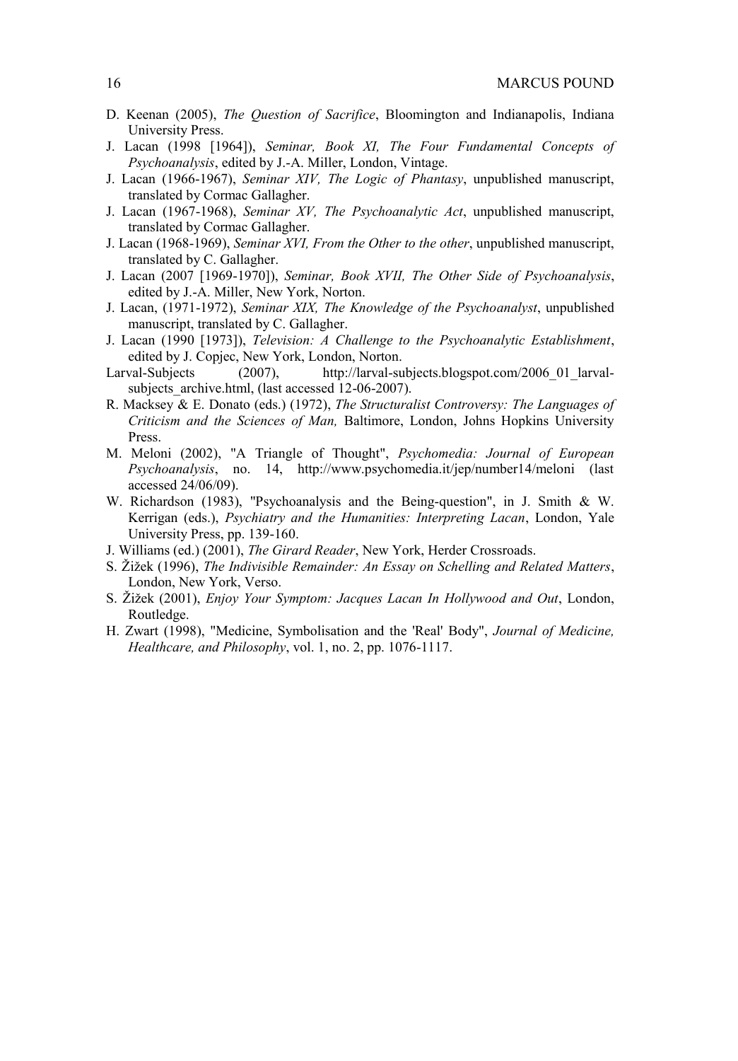D. Keenan (2005), *The Question of Sacrifice*, Bloomington and Indianapolis, Indiana University Press.

J. Lacan (1998 [1964]), *Seminar, Book XI, The Four Fundamental Concepts of Psychoanalysis*, edited by J.-A. Miller, London, Vintage.

J. Lacan (1966-1967), *Seminar XIV, The Logic of Phantasy*, unpublished manuscript, translated by Cormac Gallagher.

J. Lacan (1967-1968), *Seminar XV, The Psychoanalytic Act*, unpublished manuscript, translated by Cormac Gallagher.

J. Lacan (1968-1969), *Seminar XVI, From the Other to the other*, unpublished manuscript, translated by C. Gallagher.

J. Lacan (2007 [1969-1970]), *Seminar, Book XVII, The Other Side of Psychoanalysis*, edited by J.-A. Miller, New York, Norton.

J. Lacan, (1971-1972), *Seminar XIX, The Knowledge of the Psychoanalyst*, unpublished manuscript, translated by C. Gallagher.

J. Lacan (1990 [1973]), *Television: A Challenge to the Psychoanalytic Establishment*, edited by J. Copjec, New York, London, Norton.

Larval-Subjects (2007), http://larval-subjects.blogspot.com/2006_01_larval-subjects_archive.html, (last accessed 12-06-2007).

R. Macksey & E. Donato (eds.) (1972), *The Structuralist Controversy: The Languages of Criticism and the Sciences of Man,* Baltimore, London, Johns Hopkins University Press.

M. Meloni (2002), "A Triangle of Thought", *Psychomedia: Journal of European Psychoanalysis*, no. 14, http://www.psychomedia.it/jep/number14/meloni (last accessed 24/06/09).

W. Richardson (1983), "Psychoanalysis and the Being-question", in J. Smith & W. Kerrigan (eds.), *Psychiatry and the Humanities: Interpreting Lacan*, London, Yale University Press, pp. 139-160.

J. Williams (ed.) (2001), *The Girard Reader*, New York, Herder Crossroads.

S. Žižek (1996), *The Indivisible Remainder: An Essay on Schelling and Related Matters*, London, New York, Verso.

S. Žižek (2001), *Enjoy Your Symptom: Jacques Lacan In Hollywood and Out*, London, Routledge.

H. Zwart (1998), "Medicine, Symbolisation and the 'Real' Body", *Journal of Medicine, Healthcare, and Philosophy*, vol. 1, no. 2, pp. 1076-1117.